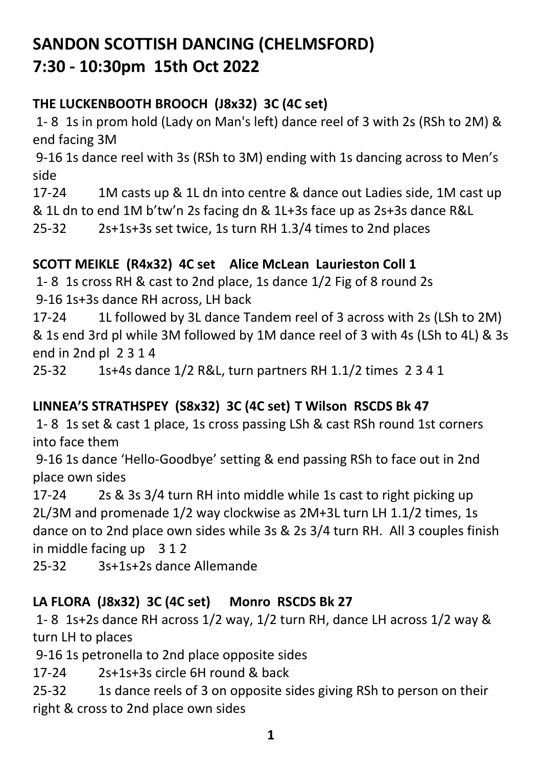# SANDON SCOTTISH DANCING (CHELMSFORD)
# 7:30 - 10:30pm 15th Oct 2022

### THE LUCKENBOOTH BROOCH (J8x32) 3C (4C set)

1- 8 1s in prom hold (Lady on Man's left) dance reel of 3 with 2s (RSh to 2M) & end facing 3M

9-16 1s dance reel with 3s (RSh to 3M) ending with 1s dancing across to Men's side

17-24 1M casts up & 1L dn into centre & dance out Ladies side, 1M cast up & 1L dn to end 1M b'tw'n 2s facing dn & 1L+3s face up as 2s+3s dance R&L

25-32 2s+1s+3s set twice, 1s turn RH 1.3/4 times to 2nd places

### SCOTT MEIKLE (R4x32) 4C set Alice McLean Laurieston Coll 1

1- 8 1s cross RH & cast to 2nd place, 1s dance 1/2 Fig of 8 round 2s

9-16 1s+3s dance RH across, LH back

17-24 1L followed by 3L dance Tandem reel of 3 across with 2s (LSh to 2M) & 1s end 3rd pl while 3M followed by 1M dance reel of 3 with 4s (LSh to 4L) & 3s end in 2nd pl 2 3 1 4

25-32 1s+4s dance 1/2 R&L, turn partners RH 1.1/2 times 2 3 4 1

### LINNEA'S STRATHSPEY (S8x32) 3C (4C set) T Wilson RSCDS Bk 47

1- 8 1s set & cast 1 place, 1s cross passing LSh & cast RSh round 1st corners into face them

9-16 1s dance 'Hello-Goodbye' setting & end passing RSh to face out in 2nd place own sides

17-24 2s & 3s 3/4 turn RH into middle while 1s cast to right picking up 2L/3M and promenade 1/2 way clockwise as 2M+3L turn LH 1.1/2 times, 1s dance on to 2nd place own sides while 3s & 2s 3/4 turn RH. All 3 couples finish in middle facing up 3 1 2

25-32 3s+1s+2s dance Allemande

### LA FLORA (J8x32) 3C (4C set) Monro RSCDS Bk 27

1- 8 1s+2s dance RH across 1/2 way, 1/2 turn RH, dance LH across 1/2 way & turn LH to places

9-16 1s petronella to 2nd place opposite sides

17-24 2s+1s+3s circle 6H round & back

25-32 1s dance reels of 3 on opposite sides giving RSh to person on their right & cross to 2nd place own sides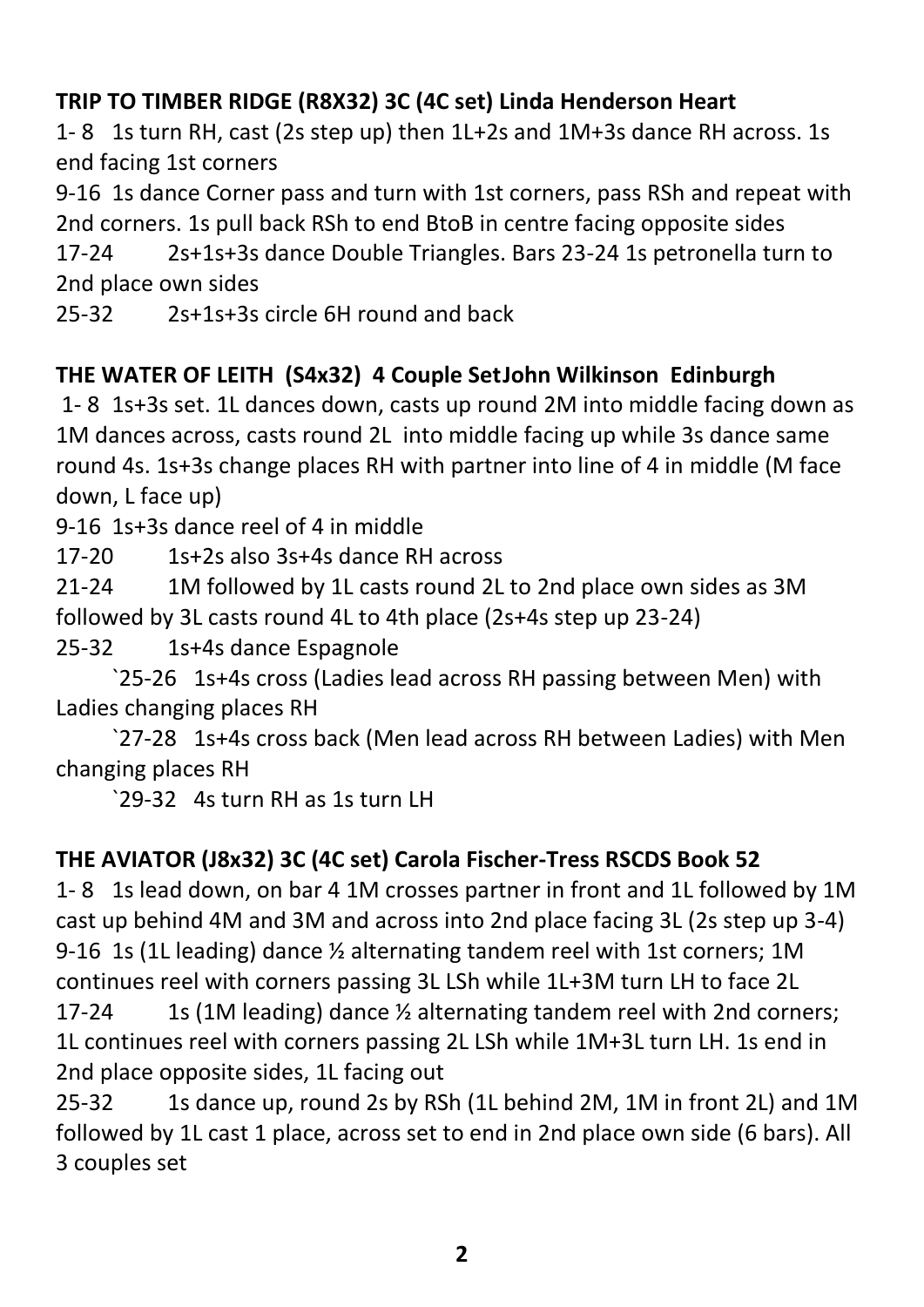**TRIP TO TIMBER RIDGE (R8X32) 3C (4C set) Linda Henderson Heart**

1- 8 1s turn RH, cast (2s step up) then 1L+2s and 1M+3s dance RH across. 1s end facing 1st corners

9-16 1s dance Corner pass and turn with 1st corners, pass RSh and repeat with 2nd corners. 1s pull back RSh to end BtoB in centre facing opposite sides

17-24 2s+1s+3s dance Double Triangles. Bars 23-24 1s petronella turn to 2nd place own sides

25-32 2s+1s+3s circle 6H round and back

**THE WATER OF LEITH (S4x32) 4 Couple SetJohn Wilkinson Edinburgh**

1- 8 1s+3s set. 1L dances down, casts up round 2M into middle facing down as 1M dances across, casts round 2L into middle facing up while 3s dance same round 4s. 1s+3s change places RH with partner into line of 4 in middle (M face down, L face up)

9-16 1s+3s dance reel of 4 in middle

17-20 1s+2s also 3s+4s dance RH across

21-24 1M followed by 1L casts round 2L to 2nd place own sides as 3M followed by 3L casts round 4L to 4th place (2s+4s step up 23-24)

25-32 1s+4s dance Espagnole

`25-26 1s+4s cross (Ladies lead across RH passing between Men) with Ladies changing places RH

`27-28 1s+4s cross back (Men lead across RH between Ladies) with Men changing places RH

`29-32 4s turn RH as 1s turn LH

**THE AVIATOR (J8x32) 3C (4C set) Carola Fischer-Tress RSCDS Book 52**

1- 8 1s lead down, on bar 4 1M crosses partner in front and 1L followed by 1M cast up behind 4M and 3M and across into 2nd place facing 3L (2s step up 3-4)

9-16 1s (1L leading) dance ½ alternating tandem reel with 1st corners; 1M continues reel with corners passing 3L LSh while 1L+3M turn LH to face 2L

17-24 1s (1M leading) dance ½ alternating tandem reel with 2nd corners; 1L continues reel with corners passing 2L LSh while 1M+3L turn LH. 1s end in 2nd place opposite sides, 1L facing out

25-32 1s dance up, round 2s by RSh (1L behind 2M, 1M in front 2L) and 1M followed by 1L cast 1 place, across set to end in 2nd place own side (6 bars). All 3 couples set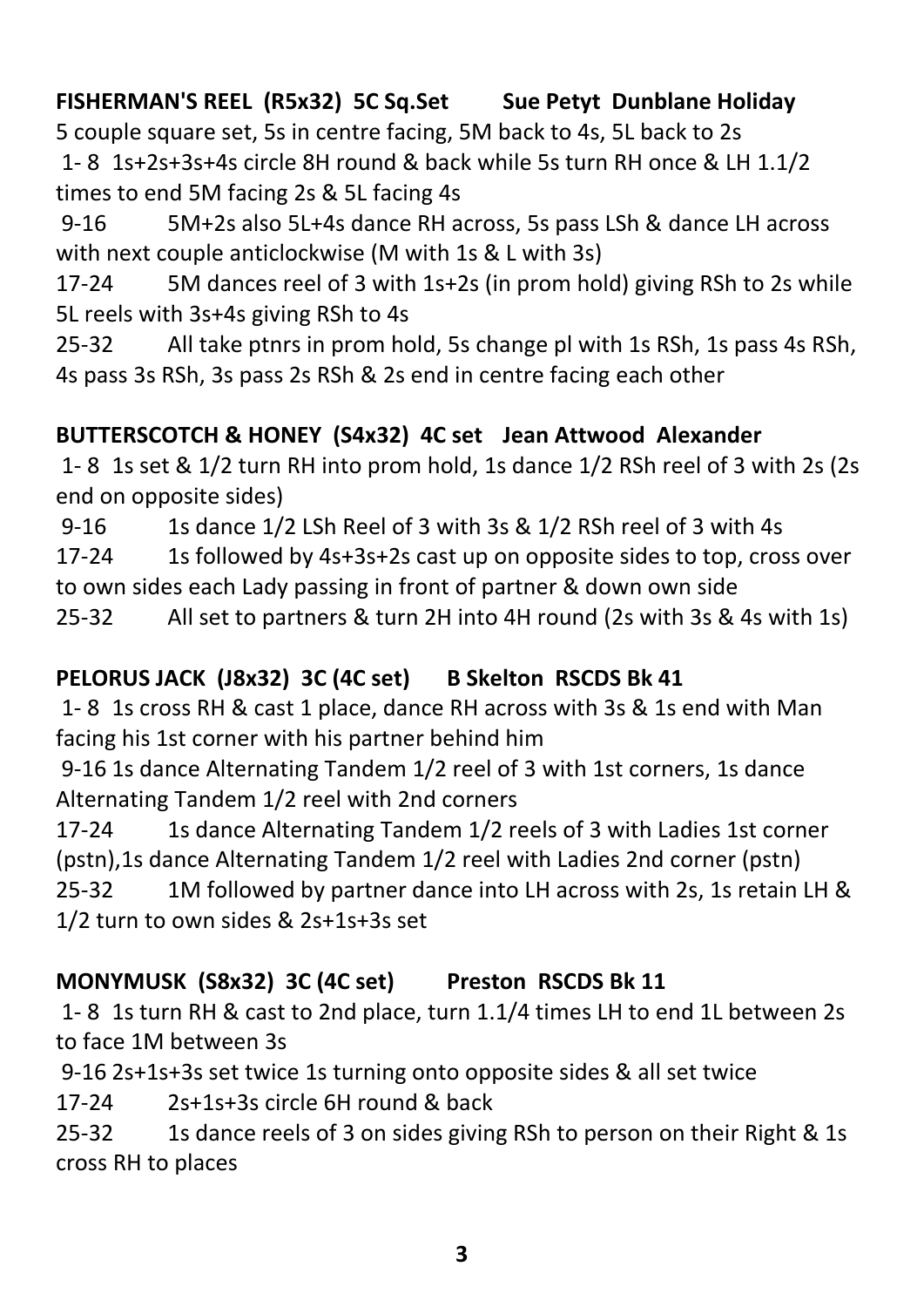**FISHERMAN'S REEL (R5x32) 5C Sq.Set Sue Petyt Dunblane Holiday**

5 couple square set, 5s in centre facing, 5M back to 4s, 5L back to 2s

1- 8 1s+2s+3s+4s circle 8H round & back while 5s turn RH once & LH 1.1/2 times to end 5M facing 2s & 5L facing 4s

9-16 5M+2s also 5L+4s dance RH across, 5s pass LSh & dance LH across with next couple anticlockwise (M with 1s & L with 3s)

17-24 5M dances reel of 3 with 1s+2s (in prom hold) giving RSh to 2s while 5L reels with 3s+4s giving RSh to 4s

25-32 All take ptnrs in prom hold, 5s change pl with 1s RSh, 1s pass 4s RSh, 4s pass 3s RSh, 3s pass 2s RSh & 2s end in centre facing each other

**BUTTERSCOTCH & HONEY (S4x32) 4C set Jean Attwood Alexander**

1- 8 1s set & 1/2 turn RH into prom hold, 1s dance 1/2 RSh reel of 3 with 2s (2s end on opposite sides)

9-16 1s dance 1/2 LSh Reel of 3 with 3s & 1/2 RSh reel of 3 with 4s

17-24 1s followed by 4s+3s+2s cast up on opposite sides to top, cross over to own sides each Lady passing in front of partner & down own side

25-32 All set to partners & turn 2H into 4H round (2s with 3s & 4s with 1s)

**PELORUS JACK (J8x32) 3C (4C set) B Skelton RSCDS Bk 41**

1- 8 1s cross RH & cast 1 place, dance RH across with 3s & 1s end with Man facing his 1st corner with his partner behind him

9-16 1s dance Alternating Tandem 1/2 reel of 3 with 1st corners, 1s dance Alternating Tandem 1/2 reel with 2nd corners

17-24 1s dance Alternating Tandem 1/2 reels of 3 with Ladies 1st corner (pstn),1s dance Alternating Tandem 1/2 reel with Ladies 2nd corner (pstn)

25-32 1M followed by partner dance into LH across with 2s, 1s retain LH & 1/2 turn to own sides & 2s+1s+3s set

**MONYMUSK (S8x32) 3C (4C set) Preston RSCDS Bk 11**

1- 8 1s turn RH & cast to 2nd place, turn 1.1/4 times LH to end 1L between 2s to face 1M between 3s

9-16 2s+1s+3s set twice 1s turning onto opposite sides & all set twice

17-24 2s+1s+3s circle 6H round & back

25-32 1s dance reels of 3 on sides giving RSh to person on their Right & 1s cross RH to places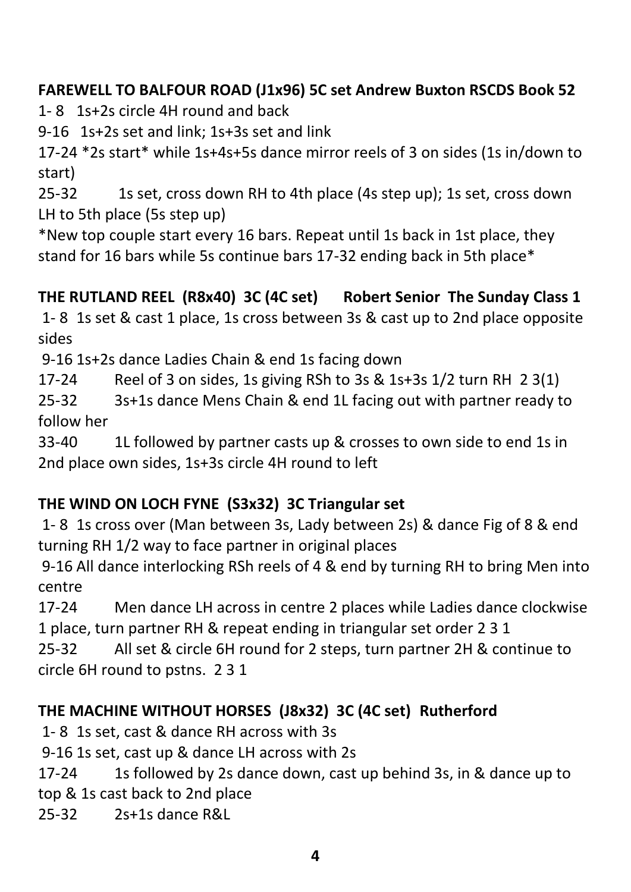**FAREWELL TO BALFOUR ROAD (J1x96) 5C set Andrew Buxton RSCDS Book 52**

1- 8 1s+2s circle 4H round and back

9-16 1s+2s set and link; 1s+3s set and link

17-24 *2s start* while 1s+4s+5s dance mirror reels of 3 on sides (1s in/down to start)

25-32 1s set, cross down RH to 4th place (4s step up); 1s set, cross down LH to 5th place (5s step up)

*New top couple start every 16 bars. Repeat until 1s back in 1st place, they stand for 16 bars while 5s continue bars 17-32 ending back in 5th place*

**THE RUTLAND REEL (R8x40) 3C (4C set) Robert Senior The Sunday Class 1**

1- 8 1s set & cast 1 place, 1s cross between 3s & cast up to 2nd place opposite sides

9-16 1s+2s dance Ladies Chain & end 1s facing down

17-24 Reel of 3 on sides, 1s giving RSh to 3s & 1s+3s 1/2 turn RH 2 3(1)

25-32 3s+1s dance Mens Chain & end 1L facing out with partner ready to follow her

33-40 1L followed by partner casts up & crosses to own side to end 1s in 2nd place own sides, 1s+3s circle 4H round to left

**THE WIND ON LOCH FYNE (S3x32) 3C Triangular set**

1- 8 1s cross over (Man between 3s, Lady between 2s) & dance Fig of 8 & end turning RH 1/2 way to face partner in original places

9-16 All dance interlocking RSh reels of 4 & end by turning RH to bring Men into centre

17-24 Men dance LH across in centre 2 places while Ladies dance clockwise 1 place, turn partner RH & repeat ending in triangular set order 2 3 1

25-32 All set & circle 6H round for 2 steps, turn partner 2H & continue to circle 6H round to pstns. 2 3 1

**THE MACHINE WITHOUT HORSES (J8x32) 3C (4C set) Rutherford**

1- 8 1s set, cast & dance RH across with 3s

9-16 1s set, cast up & dance LH across with 2s

17-24 1s followed by 2s dance down, cast up behind 3s, in & dance up to top & 1s cast back to 2nd place

25-32 2s+1s dance R&L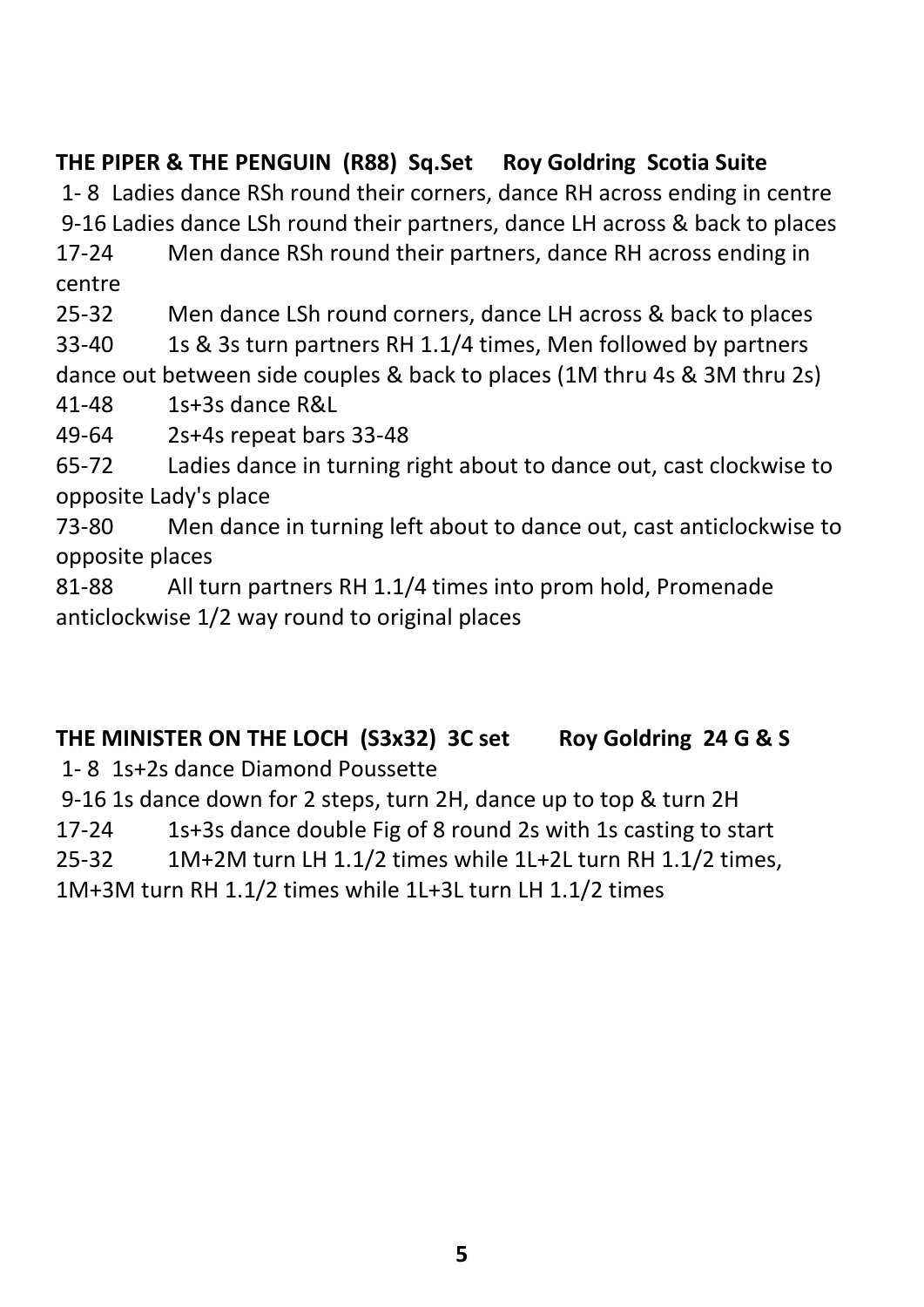**THE PIPER & THE PENGUIN (R88) Sq.Set Roy Goldring Scotia Suite**

1- 8 Ladies dance RSh round their corners, dance RH across ending in centre
9-16 Ladies dance LSh round their partners, dance LH across & back to places
17-24 Men dance RSh round their partners, dance RH across ending in centre
25-32 Men dance LSh round corners, dance LH across & back to places
33-40 1s & 3s turn partners RH 1.1/4 times, Men followed by partners dance out between side couples & back to places (1M thru 4s & 3M thru 2s)
41-48 1s+3s dance R&L
49-64 2s+4s repeat bars 33-48
65-72 Ladies dance in turning right about to dance out, cast clockwise to opposite Lady's place
73-80 Men dance in turning left about to dance out, cast anticlockwise to opposite places
81-88 All turn partners RH 1.1/4 times into prom hold, Promenade anticlockwise 1/2 way round to original places

**THE MINISTER ON THE LOCH (S3x32) 3C set Roy Goldring 24 G & S**

1- 8 1s+2s dance Diamond Poussette
9-16 1s dance down for 2 steps, turn 2H, dance up to top & turn 2H
17-24 1s+3s dance double Fig of 8 round 2s with 1s casting to start
25-32 1M+2M turn LH 1.1/2 times while 1L+2L turn RH 1.1/2 times, 1M+3M turn RH 1.1/2 times while 1L+3L turn LH 1.1/2 times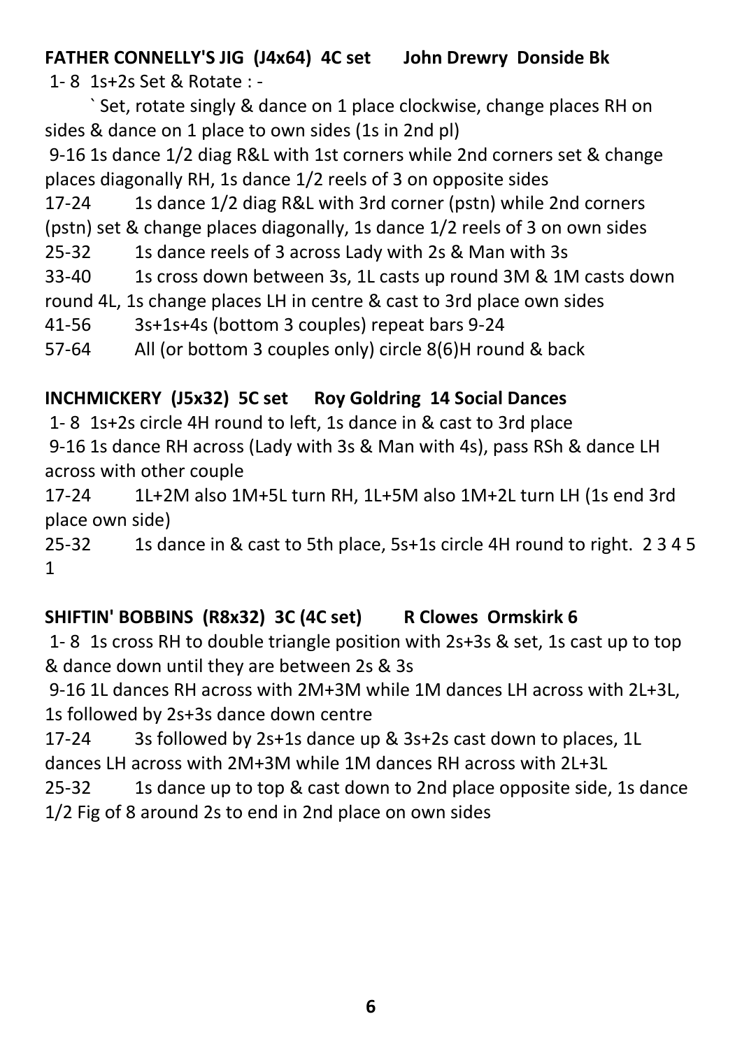**FATHER CONNELLY'S JIG (J4x64) 4C set John Drewry Donside Bk**

1- 8 1s+2s Set & Rotate : -

` Set, rotate singly & dance on 1 place clockwise, change places RH on sides & dance on 1 place to own sides (1s in 2nd pl)

9-16 1s dance 1/2 diag R&L with 1st corners while 2nd corners set & change places diagonally RH, 1s dance 1/2 reels of 3 on opposite sides

17-24 1s dance 1/2 diag R&L with 3rd corner (pstn) while 2nd corners (pstn) set & change places diagonally, 1s dance 1/2 reels of 3 on own sides

25-32 1s dance reels of 3 across Lady with 2s & Man with 3s

33-40 1s cross down between 3s, 1L casts up round 3M & 1M casts down round 4L, 1s change places LH in centre & cast to 3rd place own sides

41-56 3s+1s+4s (bottom 3 couples) repeat bars 9-24

57-64 All (or bottom 3 couples only) circle 8(6)H round & back

**INCHMICKERY (J5x32) 5C set Roy Goldring 14 Social Dances**

1- 8 1s+2s circle 4H round to left, 1s dance in & cast to 3rd place

9-16 1s dance RH across (Lady with 3s & Man with 4s), pass RSh & dance LH across with other couple

17-24 1L+2M also 1M+5L turn RH, 1L+5M also 1M+2L turn LH (1s end 3rd place own side)

25-32 1s dance in & cast to 5th place, 5s+1s circle 4H round to right. 2 3 4 5 1

**SHIFTIN' BOBBINS (R8x32) 3C (4C set) R Clowes Ormskirk 6**

1- 8 1s cross RH to double triangle position with 2s+3s & set, 1s cast up to top & dance down until they are between 2s & 3s

9-16 1L dances RH across with 2M+3M while 1M dances LH across with 2L+3L, 1s followed by 2s+3s dance down centre

17-24 3s followed by 2s+1s dance up & 3s+2s cast down to places, 1L dances LH across with 2M+3M while 1M dances RH across with 2L+3L

25-32 1s dance up to top & cast down to 2nd place opposite side, 1s dance 1/2 Fig of 8 around 2s to end in 2nd place on own sides